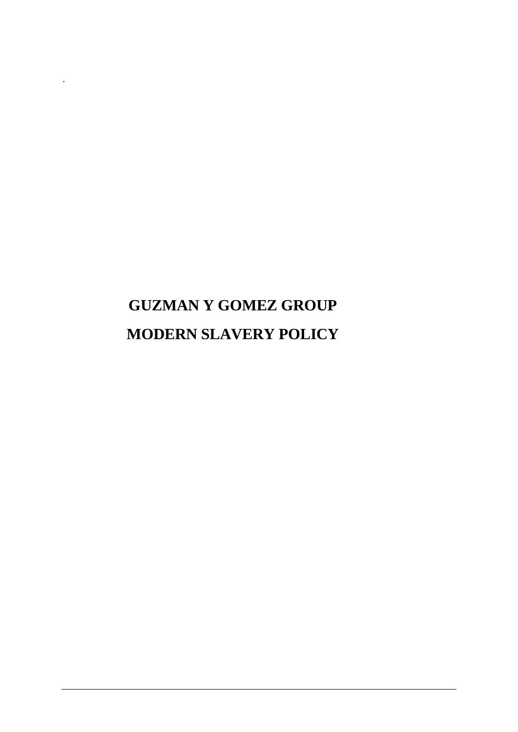# GUZMAN Y GOMEZ GROUP

# MODERN SLAVERY POLICY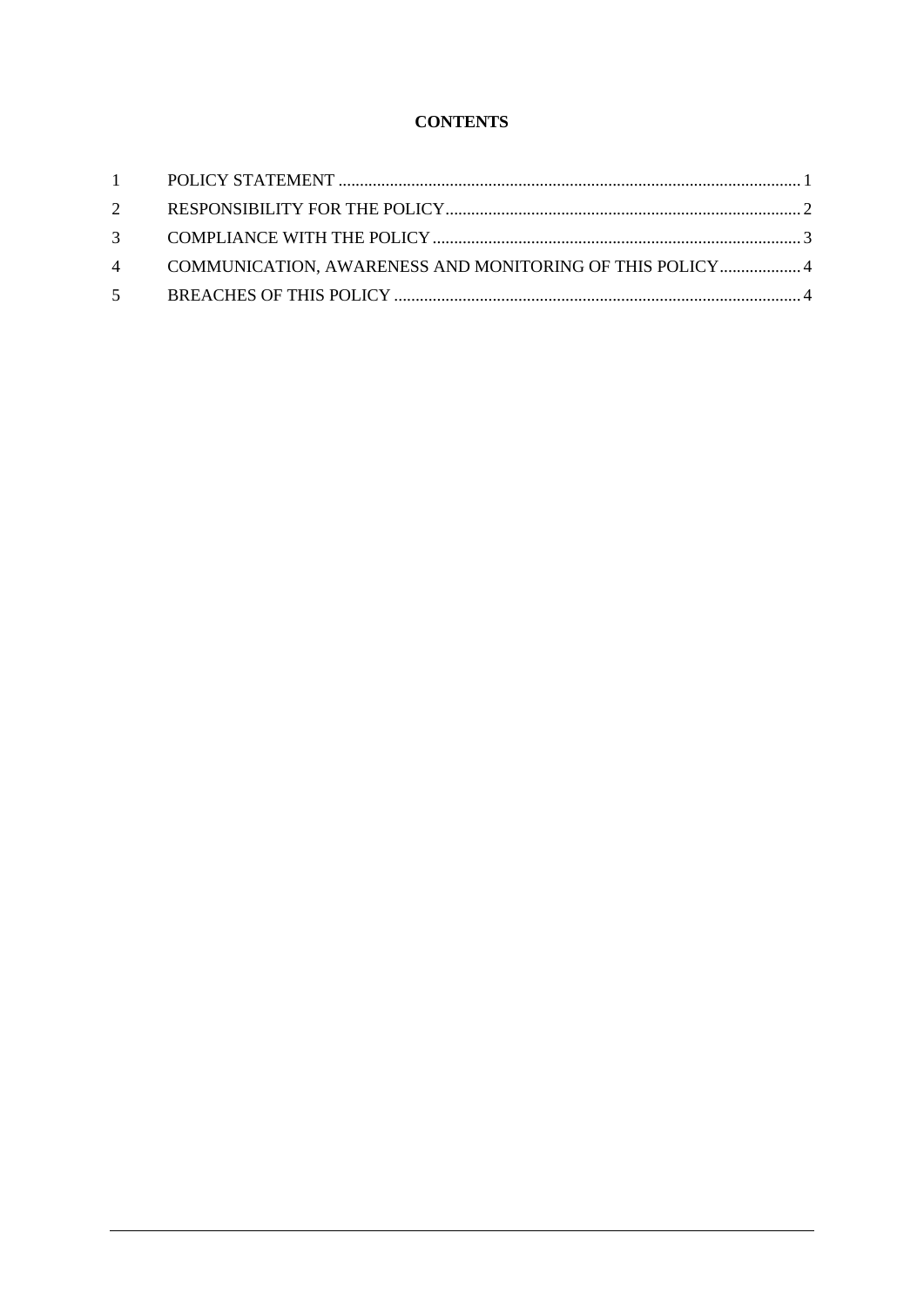**CONTENTS**

| | | |
|---|---|---|
| 1 | POLICY STATEMENT | 1 |
| 2 | RESPONSIBILITY FOR THE POLICY | 2 |
| 3 | COMPLIANCE WITH THE POLICY | 3 |
| 4 | COMMUNICATION, AWARENESS AND MONITORING OF THIS POLICY | 4 |
| 5 | BREACHES OF THIS POLICY | 4 |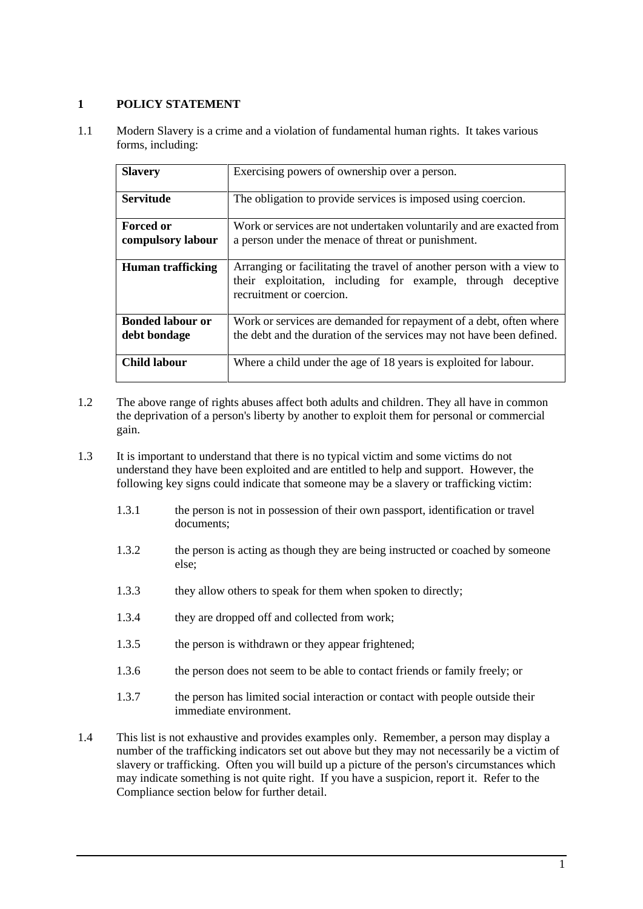## 1 POLICY STATEMENT

1.1 Modern Slavery is a crime and a violation of fundamental human rights. It takes various forms, including:

| | |
|---|---|
| **Slavery** | Exercising powers of ownership over a person. |
| **Servitude** | The obligation to provide services is imposed using coercion. |
| **Forced or compulsory labour** | Work or services are not undertaken voluntarily and are exacted from a person under the menace of threat or punishment. |
| **Human trafficking** | Arranging or facilitating the travel of another person with a view to their exploitation, including for example, through deceptive recruitment or coercion. |
| **Bonded labour or debt bondage** | Work or services are demanded for repayment of a debt, often where the debt and the duration of the services may not have been defined. |
| **Child labour** | Where a child under the age of 18 years is exploited for labour. |

1.2 The above range of rights abuses affect both adults and children. They all have in common the deprivation of a person's liberty by another to exploit them for personal or commercial gain.

1.3 It is important to understand that there is no typical victim and some victims do not understand they have been exploited and are entitled to help and support. However, the following key signs could indicate that someone may be a slavery or trafficking victim:

1.3.1 the person is not in possession of their own passport, identification or travel documents;

1.3.2 the person is acting as though they are being instructed or coached by someone else;

1.3.3 they allow others to speak for them when spoken to directly;

1.3.4 they are dropped off and collected from work;

1.3.5 the person is withdrawn or they appear frightened;

1.3.6 the person does not seem to be able to contact friends or family freely; or

1.3.7 the person has limited social interaction or contact with people outside their immediate environment.

1.4 This list is not exhaustive and provides examples only. Remember, a person may display a number of the trafficking indicators set out above but they may not necessarily be a victim of slavery or trafficking. Often you will build up a picture of the person's circumstances which may indicate something is not quite right. If you have a suspicion, report it. Refer to the Compliance section below for further detail.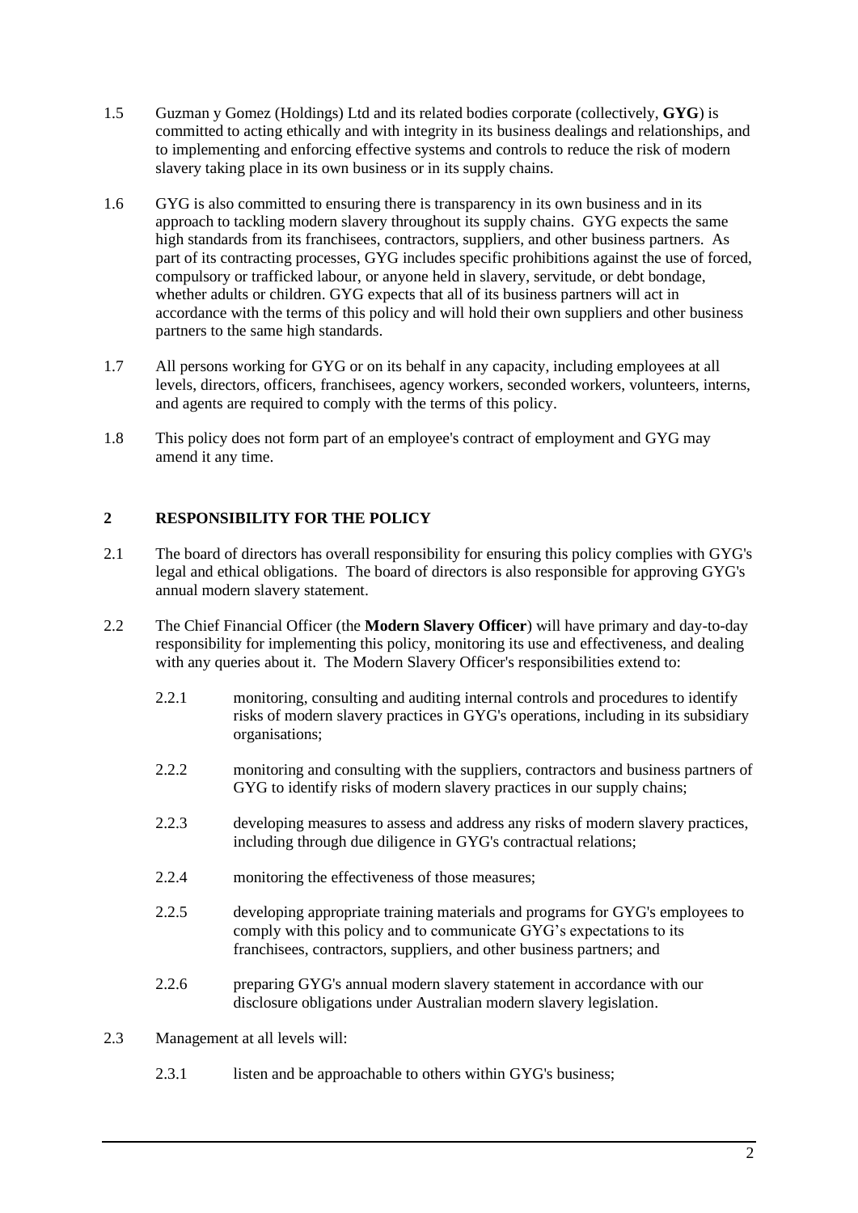1.5 Guzman y Gomez (Holdings) Ltd and its related bodies corporate (collectively, **GYG**) is committed to acting ethically and with integrity in its business dealings and relationships, and to implementing and enforcing effective systems and controls to reduce the risk of modern slavery taking place in its own business or in its supply chains.

1.6 GYG is also committed to ensuring there is transparency in its own business and in its approach to tackling modern slavery throughout its supply chains. GYG expects the same high standards from its franchisees, contractors, suppliers, and other business partners. As part of its contracting processes, GYG includes specific prohibitions against the use of forced, compulsory or trafficked labour, or anyone held in slavery, servitude, or debt bondage, whether adults or children. GYG expects that all of its business partners will act in accordance with the terms of this policy and will hold their own suppliers and other business partners to the same high standards.

1.7 All persons working for GYG or on its behalf in any capacity, including employees at all levels, directors, officers, franchisees, agency workers, seconded workers, volunteers, interns, and agents are required to comply with the terms of this policy.

1.8 This policy does not form part of an employee's contract of employment and GYG may amend it any time.

## 2 RESPONSIBILITY FOR THE POLICY

2.1 The board of directors has overall responsibility for ensuring this policy complies with GYG's legal and ethical obligations. The board of directors is also responsible for approving GYG's annual modern slavery statement.

2.2 The Chief Financial Officer (the **Modern Slavery Officer**) will have primary and day-to-day responsibility for implementing this policy, monitoring its use and effectiveness, and dealing with any queries about it. The Modern Slavery Officer's responsibilities extend to:

- 2.2.1 monitoring, consulting and auditing internal controls and procedures to identify risks of modern slavery practices in GYG's operations, including in its subsidiary organisations;
- 2.2.2 monitoring and consulting with the suppliers, contractors and business partners of GYG to identify risks of modern slavery practices in our supply chains;
- 2.2.3 developing measures to assess and address any risks of modern slavery practices, including through due diligence in GYG's contractual relations;
- 2.2.4 monitoring the effectiveness of those measures;
- 2.2.5 developing appropriate training materials and programs for GYG's employees to comply with this policy and to communicate GYG's expectations to its franchisees, contractors, suppliers, and other business partners; and
- 2.2.6 preparing GYG's annual modern slavery statement in accordance with our disclosure obligations under Australian modern slavery legislation.

2.3 Management at all levels will:

- 2.3.1 listen and be approachable to others within GYG's business;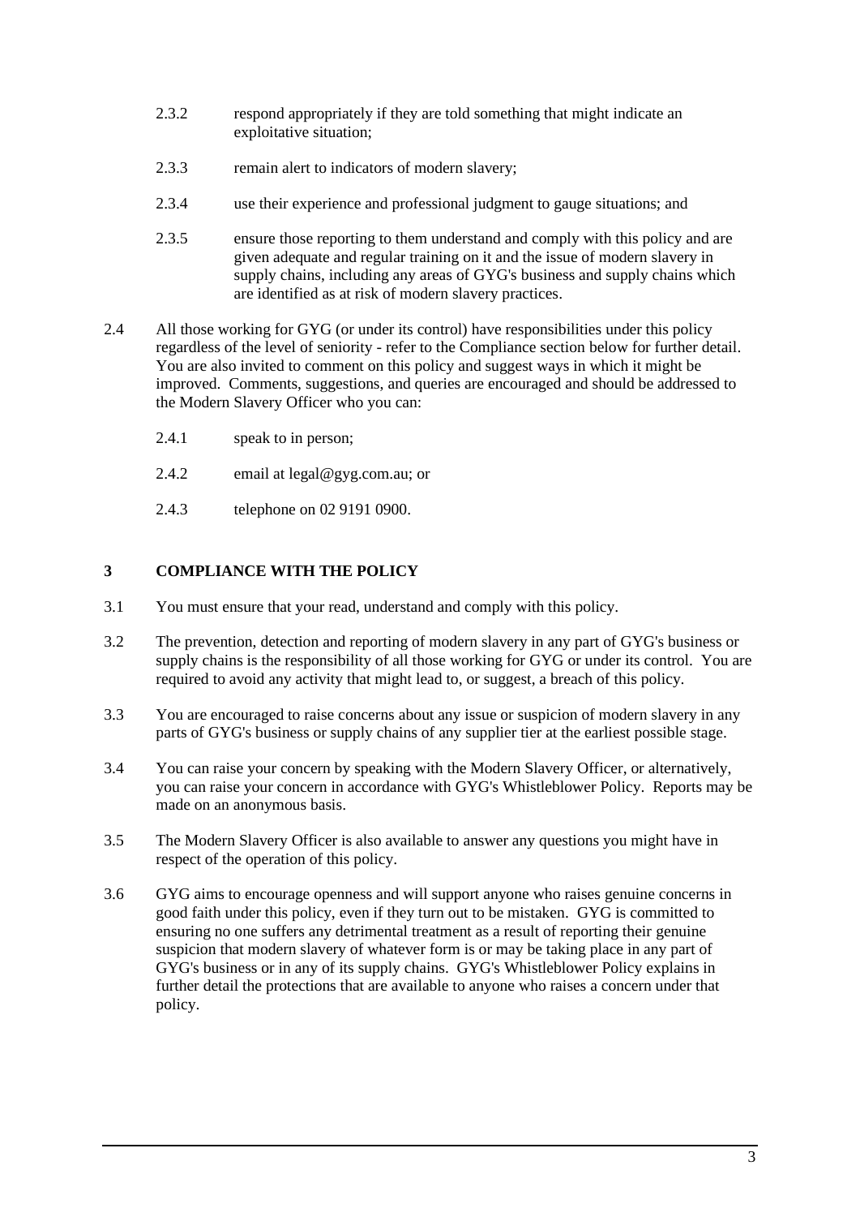2.3.2 respond appropriately if they are told something that might indicate an exploitative situation;

2.3.3 remain alert to indicators of modern slavery;

2.3.4 use their experience and professional judgment to gauge situations; and

2.3.5 ensure those reporting to them understand and comply with this policy and are given adequate and regular training on it and the issue of modern slavery in supply chains, including any areas of GYG's business and supply chains which are identified as at risk of modern slavery practices.

2.4 All those working for GYG (or under its control) have responsibilities under this policy regardless of the level of seniority - refer to the Compliance section below for further detail. You are also invited to comment on this policy and suggest ways in which it might be improved. Comments, suggestions, and queries are encouraged and should be addressed to the Modern Slavery Officer who you can:

2.4.1 speak to in person;

2.4.2 email at legal@gyg.com.au; or

2.4.3 telephone on 02 9191 0900.

## 3 COMPLIANCE WITH THE POLICY

3.1 You must ensure that your read, understand and comply with this policy.

3.2 The prevention, detection and reporting of modern slavery in any part of GYG's business or supply chains is the responsibility of all those working for GYG or under its control. You are required to avoid any activity that might lead to, or suggest, a breach of this policy.

3.3 You are encouraged to raise concerns about any issue or suspicion of modern slavery in any parts of GYG's business or supply chains of any supplier tier at the earliest possible stage.

3.4 You can raise your concern by speaking with the Modern Slavery Officer, or alternatively, you can raise your concern in accordance with GYG's Whistleblower Policy. Reports may be made on an anonymous basis.

3.5 The Modern Slavery Officer is also available to answer any questions you might have in respect of the operation of this policy.

3.6 GYG aims to encourage openness and will support anyone who raises genuine concerns in good faith under this policy, even if they turn out to be mistaken. GYG is committed to ensuring no one suffers any detrimental treatment as a result of reporting their genuine suspicion that modern slavery of whatever form is or may be taking place in any part of GYG's business or in any of its supply chains. GYG's Whistleblower Policy explains in further detail the protections that are available to anyone who raises a concern under that policy.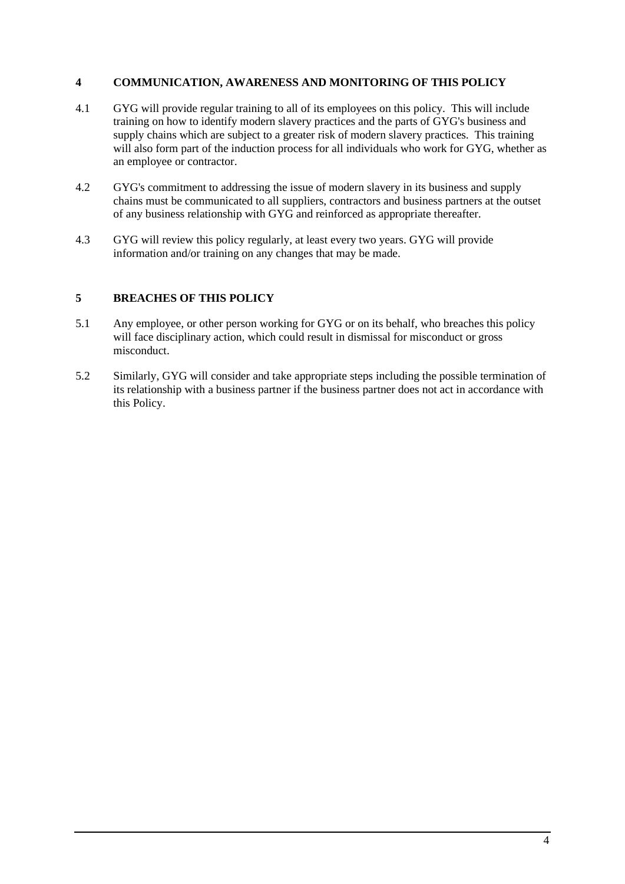## 4 COMMUNICATION, AWARENESS AND MONITORING OF THIS POLICY

4.1 GYG will provide regular training to all of its employees on this policy. This will include training on how to identify modern slavery practices and the parts of GYG's business and supply chains which are subject to a greater risk of modern slavery practices. This training will also form part of the induction process for all individuals who work for GYG, whether as an employee or contractor.

4.2 GYG's commitment to addressing the issue of modern slavery in its business and supply chains must be communicated to all suppliers, contractors and business partners at the outset of any business relationship with GYG and reinforced as appropriate thereafter.

4.3 GYG will review this policy regularly, at least every two years. GYG will provide information and/or training on any changes that may be made.

## 5 BREACHES OF THIS POLICY

5.1 Any employee, or other person working for GYG or on its behalf, who breaches this policy will face disciplinary action, which could result in dismissal for misconduct or gross misconduct.

5.2 Similarly, GYG will consider and take appropriate steps including the possible termination of its relationship with a business partner if the business partner does not act in accordance with this Policy.